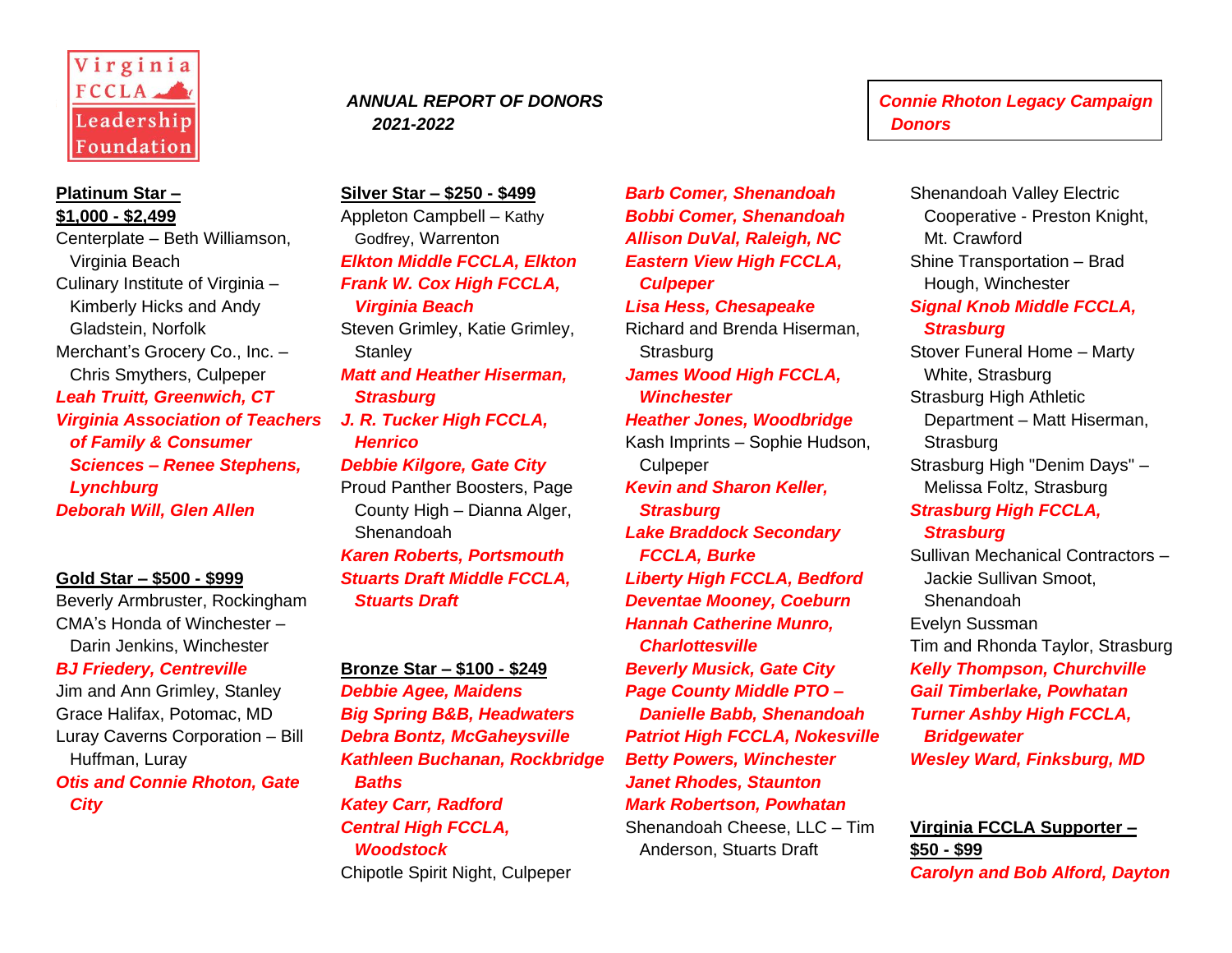Virginia FCCLA Leadership Foundation

***ANNUAL REPORT OF DONORS***
***2021-2022***

***Connie Rhoton Legacy Campaign Donors***

**Platinum Star – $1,000 - $2,499**

Centerplate – Beth Williamson, Virginia Beach
Culinary Institute of Virginia – Kimberly Hicks and Andy Gladstein, Norfolk
Merchant's Grocery Co., Inc. – Chris Smythers, Culpeper
***Leah Truitt, Greenwich, CT***
***Virginia Association of Teachers of Family & Consumer Sciences – Renee Stephens, Lynchburg***
***Deborah Will, Glen Allen***

**Gold Star – $500 - $999**

Beverly Armbruster, Rockingham
CMA's Honda of Winchester – Darin Jenkins, Winchester
***BJ Friedery, Centreville***
Jim and Ann Grimley, Stanley
Grace Halifax, Potomac, MD
Luray Caverns Corporation – Bill Huffman, Luray
***Otis and Connie Rhoton, Gate City***

**Silver Star – $250 - $499**

Appleton Campbell – Kathy Godfrey, Warrenton
***Elkton Middle FCCLA, Elkton***
***Frank W. Cox High FCCLA, Virginia Beach***
Steven Grimley, Katie Grimley, Stanley
***Matt and Heather Hiserman, Strasburg***
***J. R. Tucker High FCCLA, Henrico***
***Debbie Kilgore, Gate City***
Proud Panther Boosters, Page County High – Dianna Alger, Shenandoah
***Karen Roberts, Portsmouth***
***Stuarts Draft Middle FCCLA, Stuarts Draft***

**Bronze Star – $100 - $249**

***Debbie Agee, Maidens***
***Big Spring B&B, Headwaters***
***Debra Bontz, McGaheysville***
***Kathleen Buchanan, Rockbridge Baths***
***Katey Carr, Radford***
***Central High FCCLA, Woodstock***
Chipotle Spirit Night, Culpeper
***Barb Comer, Shenandoah***
***Bobbi Comer, Shenandoah***
***Allison DuVal, Raleigh, NC***
***Eastern View High FCCLA, Culpeper***
***Lisa Hess, Chesapeake***
Richard and Brenda Hiserman, Strasburg
***James Wood High FCCLA, Winchester***
***Heather Jones, Woodbridge***
Kash Imprints – Sophie Hudson, Culpeper
***Kevin and Sharon Keller, Strasburg***
***Lake Braddock Secondary FCCLA, Burke***
***Liberty High FCCLA, Bedford***
***Deventae Mooney, Coeburn***
***Hannah Catherine Munro, Charlottesville***
***Beverly Musick, Gate City***
***Page County Middle PTO – Danielle Babb, Shenandoah***
***Patriot High FCCLA, Nokesville***
***Betty Powers, Winchester***
***Janet Rhodes, Staunton***
***Mark Robertson, Powhatan***
Shenandoah Cheese, LLC – Tim Anderson, Stuarts Draft
Shenandoah Valley Electric Cooperative - Preston Knight, Mt. Crawford
Shine Transportation – Brad Hough, Winchester
***Signal Knob Middle FCCLA, Strasburg***
Stover Funeral Home – Marty White, Strasburg
Strasburg High Athletic Department – Matt Hiserman, Strasburg
Strasburg High "Denim Days" – Melissa Foltz, Strasburg
***Strasburg High FCCLA, Strasburg***
Sullivan Mechanical Contractors – Jackie Sullivan Smoot, Shenandoah
Evelyn Sussman
Tim and Rhonda Taylor, Strasburg
***Kelly Thompson, Churchville***
***Gail Timberlake, Powhatan***
***Turner Ashby High FCCLA, Bridgewater***
***Wesley Ward, Finksburg, MD***

**Virginia FCCLA Supporter – $50 - $99**

***Carolyn and Bob Alford, Dayton***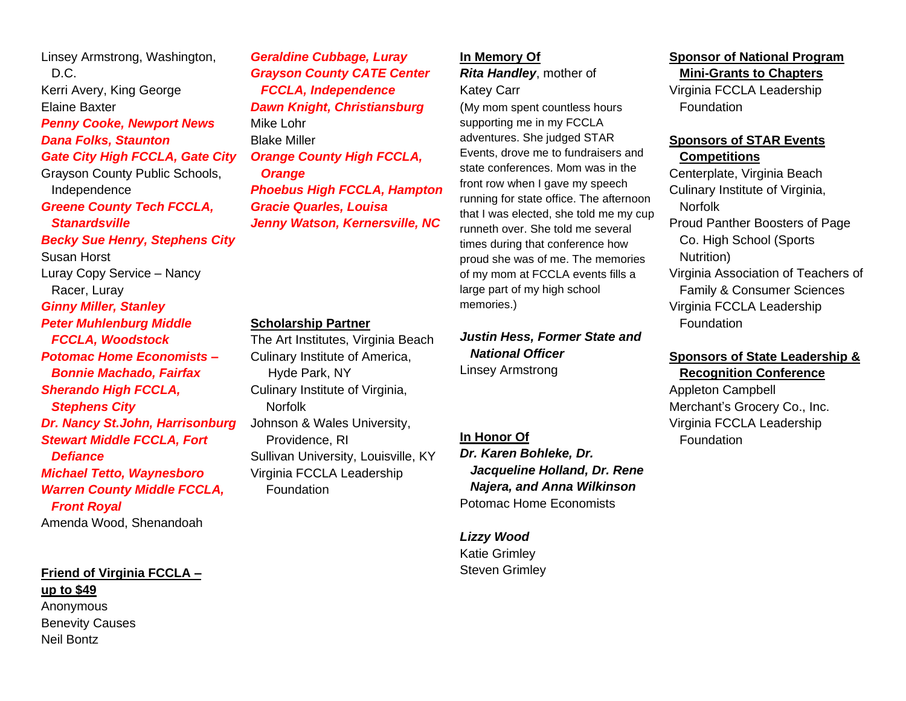Linsey Armstrong, Washington, D.C.
Kerri Avery, King George
Elaine Baxter
***Penny Cooke, Newport News***
***Dana Folks, Staunton***
***Gate City High FCCLA, Gate City***
Grayson County Public Schools, Independence
***Greene County Tech FCCLA, Stanardsville***
***Becky Sue Henry, Stephens City***
Susan Horst
Luray Copy Service – Nancy Racer, Luray
***Ginny Miller, Stanley***
***Peter Muhlenburg Middle FCCLA, Woodstock***
***Potomac Home Economists – Bonnie Machado, Fairfax***
***Sherando High FCCLA, Stephens City***
***Dr. Nancy St.John, Harrisonburg***
***Stewart Middle FCCLA, Fort Defiance***
***Michael Tetto, Waynesboro***
***Warren County Middle FCCLA, Front Royal***
Amenda Wood, Shenandoah

**Friend of Virginia FCCLA – up to $49**

Anonymous
Benevity Causes
Neil Bontz

***Geraldine Cubbage, Luray***
***Grayson County CATE Center FCCLA, Independence***
***Dawn Knight, Christiansburg***
Mike Lohr
Blake Miller
***Orange County High FCCLA, Orange***
***Phoebus High FCCLA, Hampton***
***Gracie Quarles, Louisa***
***Jenny Watson, Kernersville, NC***

**Scholarship Partner**

The Art Institutes, Virginia Beach
Culinary Institute of America, Hyde Park, NY
Culinary Institute of Virginia, Norfolk
Johnson & Wales University, Providence, RI
Sullivan University, Louisville, KY
Virginia FCCLA Leadership Foundation

**In Memory Of**

***Rita Handley***, mother of
Katey Carr
(My mom spent countless hours supporting me in my FCCLA adventures. She judged STAR Events, drove me to fundraisers and state conferences. Mom was in the front row when I gave my speech running for state office. The afternoon that I was elected, she told me my cup runneth over. She told me several times during that conference how proud she was of me. The memories of my mom at FCCLA events fills a large part of my high school memories.)

***Justin Hess, Former State and National Officer***
Linsey Armstrong

**In Honor Of**

***Dr. Karen Bohleke, Dr. Jacqueline Holland, Dr. Rene Najera, and Anna Wilkinson***
Potomac Home Economists

***Lizzy Wood***
Katie Grimley
Steven Grimley

**Sponsor of National Program Mini-Grants to Chapters**

Virginia FCCLA Leadership Foundation

**Sponsors of STAR Events Competitions**

Centerplate, Virginia Beach
Culinary Institute of Virginia, Norfolk
Proud Panther Boosters of Page Co. High School (Sports Nutrition)
Virginia Association of Teachers of Family & Consumer Sciences
Virginia FCCLA Leadership Foundation

**Sponsors of State Leadership & Recognition Conference**

Appleton Campbell
Merchant's Grocery Co., Inc.
Virginia FCCLA Leadership Foundation